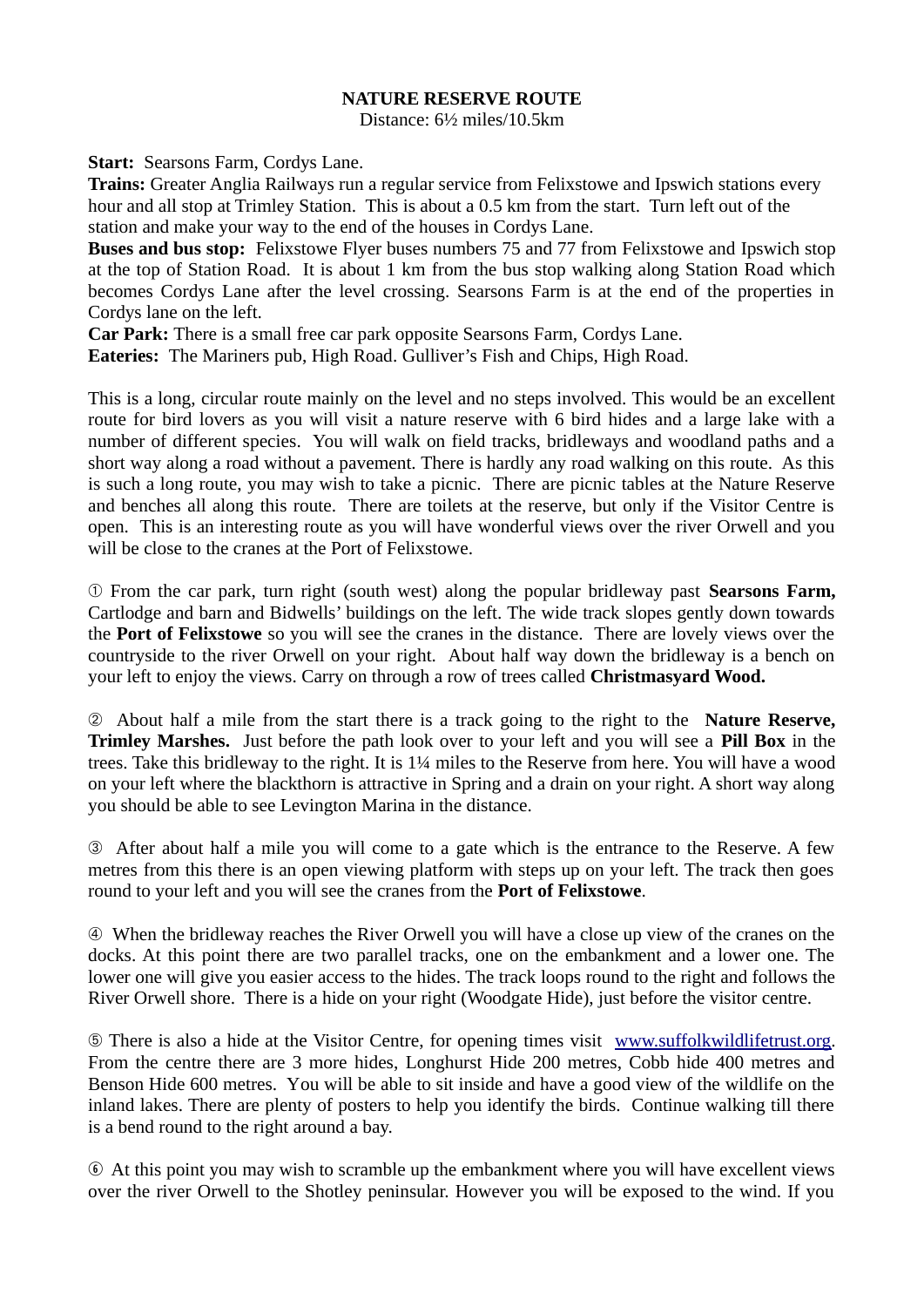# NATURE RESERVE ROUTE

Distance: 6½ miles/10.5km

**Start:** Searsons Farm, Cordys Lane.
**Trains:** Greater Anglia Railways run a regular service from Felixstowe and Ipswich stations every hour and all stop at Trimley Station. This is about a 0.5 km from the start. Turn left out of the station and make your way to the end of the houses in Cordys Lane.
**Buses and bus stop:** Felixstowe Flyer buses numbers 75 and 77 from Felixstowe and Ipswich stop at the top of Station Road. It is about 1 km from the bus stop walking along Station Road which becomes Cordys Lane after the level crossing. Searsons Farm is at the end of the properties in Cordys lane on the left.
**Car Park:** There is a small free car park opposite Searsons Farm, Cordys Lane.
**Eateries:** The Mariners pub, High Road. Gulliver's Fish and Chips, High Road.

This is a long, circular route mainly on the level and no steps involved. This would be an excellent route for bird lovers as you will visit a nature reserve with 6 bird hides and a large lake with a number of different species. You will walk on field tracks, bridleways and woodland paths and a short way along a road without a pavement. There is hardly any road walking on this route. As this is such a long route, you may wish to take a picnic. There are picnic tables at the Nature Reserve and benches all along this route. There are toilets at the reserve, but only if the Visitor Centre is open. This is an interesting route as you will have wonderful views over the river Orwell and you will be close to the cranes at the Port of Felixstowe.

① From the car park, turn right (south west) along the popular bridleway past **Searsons Farm,** Cartlodge and barn and Bidwells' buildings on the left. The wide track slopes gently down towards the **Port of Felixstowe** so you will see the cranes in the distance. There are lovely views over the countryside to the river Orwell on your right. About half way down the bridleway is a bench on your left to enjoy the views. Carry on through a row of trees called **Christmasyard Wood.**

② About half a mile from the start there is a track going to the right to the **Nature Reserve, Trimley Marshes.** Just before the path look over to your left and you will see a **Pill Box** in the trees. Take this bridleway to the right. It is 1¼ miles to the Reserve from here. You will have a wood on your left where the blackthorn is attractive in Spring and a drain on your right. A short way along you should be able to see Levington Marina in the distance.

③ After about half a mile you will come to a gate which is the entrance to the Reserve. A few metres from this there is an open viewing platform with steps up on your left. The track then goes round to your left and you will see the cranes from the **Port of Felixstowe**.

④ When the bridleway reaches the River Orwell you will have a close up view of the cranes on the docks. At this point there are two parallel tracks, one on the embankment and a lower one. The lower one will give you easier access to the hides. The track loops round to the right and follows the River Orwell shore. There is a hide on your right (Woodgate Hide), just before the visitor centre.

⑤ There is also a hide at the Visitor Centre, for opening times visit [www.suffolkwildlifetrust.org](http://www.suffolkwildlifetrust.org). From the centre there are 3 more hides, Longhurst Hide 200 metres, Cobb hide 400 metres and Benson Hide 600 metres. You will be able to sit inside and have a good view of the wildlife on the inland lakes. There are plenty of posters to help you identify the birds. Continue walking till there is a bend round to the right around a bay.

⑥ At this point you may wish to scramble up the embankment where you will have excellent views over the river Orwell to the Shotley peninsular. However you will be exposed to the wind. If you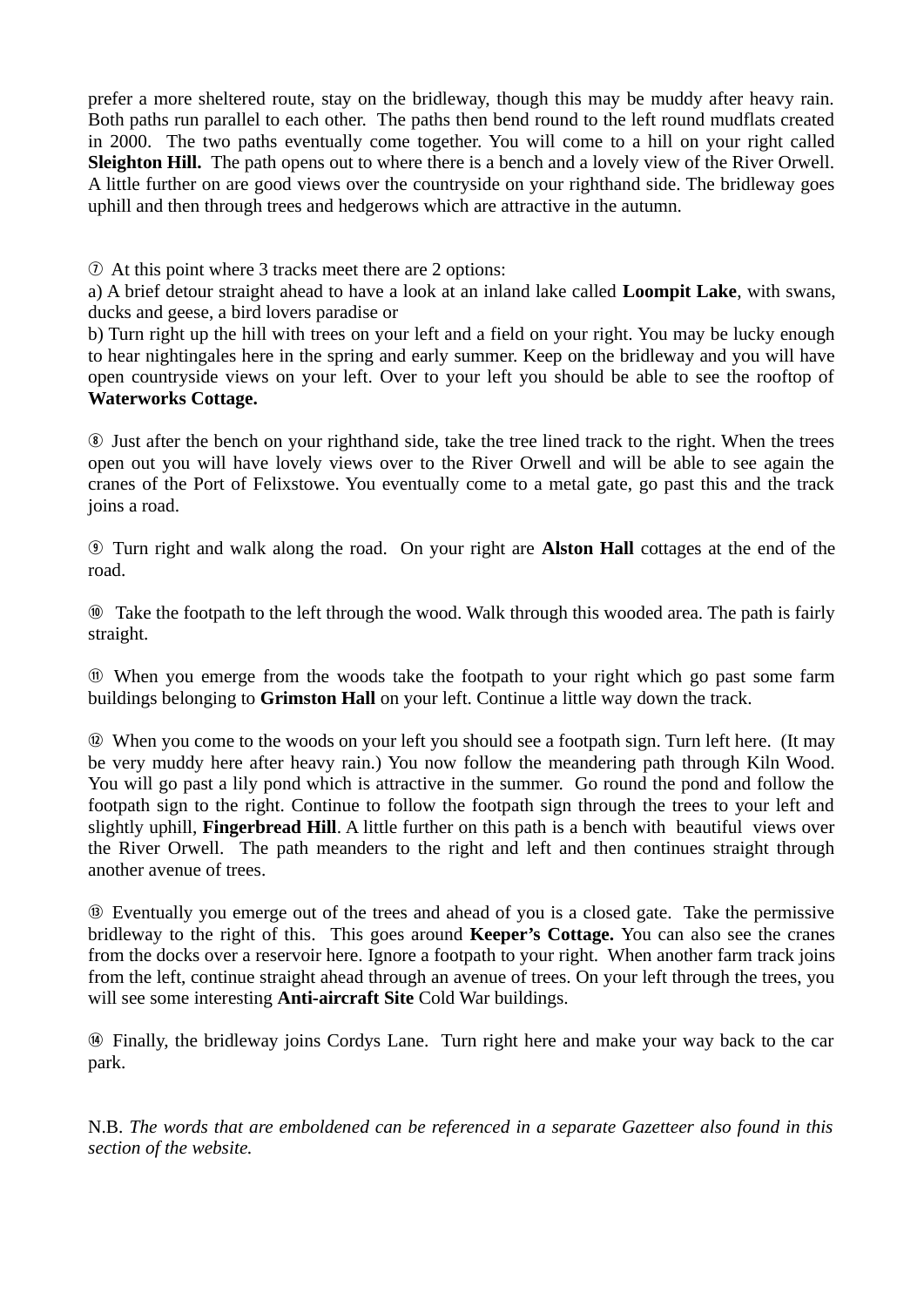prefer a more sheltered route, stay on the bridleway, though this may be muddy after heavy rain. Both paths run parallel to each other. The paths then bend round to the left round mudflats created in 2000. The two paths eventually come together. You will come to a hill on your right called **Sleighton Hill.** The path opens out to where there is a bench and a lovely view of the River Orwell. A little further on are good views over the countryside on your righthand side. The bridleway goes uphill and then through trees and hedgerows which are attractive in the autumn.

⑦ At this point where 3 tracks meet there are 2 options:
a) A brief detour straight ahead to have a look at an inland lake called **Loompit Lake**, with swans, ducks and geese, a bird lovers paradise or
b) Turn right up the hill with trees on your left and a field on your right. You may be lucky enough to hear nightingales here in the spring and early summer. Keep on the bridleway and you will have open countryside views on your left. Over to your left you should be able to see the rooftop of **Waterworks Cottage.**

⑧ Just after the bench on your righthand side, take the tree lined track to the right. When the trees open out you will have lovely views over to the River Orwell and will be able to see again the cranes of the Port of Felixstowe. You eventually come to a metal gate, go past this and the track joins a road.

⑨ Turn right and walk along the road. On your right are **Alston Hall** cottages at the end of the road.

⑩ Take the footpath to the left through the wood. Walk through this wooded area. The path is fairly straight.

⑪ When you emerge from the woods take the footpath to your right which go past some farm buildings belonging to **Grimston Hall** on your left. Continue a little way down the track.

⑫ When you come to the woods on your left you should see a footpath sign. Turn left here. (It may be very muddy here after heavy rain.) You now follow the meandering path through Kiln Wood. You will go past a lily pond which is attractive in the summer. Go round the pond and follow the footpath sign to the right. Continue to follow the footpath sign through the trees to your left and slightly uphill, **Fingerbread Hill**. A little further on this path is a bench with beautiful views over the River Orwell. The path meanders to the right and left and then continues straight through another avenue of trees.

⑬ Eventually you emerge out of the trees and ahead of you is a closed gate. Take the permissive bridleway to the right of this. This goes around **Keeper's Cottage.** You can also see the cranes from the docks over a reservoir here. Ignore a footpath to your right. When another farm track joins from the left, continue straight ahead through an avenue of trees. On your left through the trees, you will see some interesting **Anti-aircraft Site** Cold War buildings.

⑭ Finally, the bridleway joins Cordys Lane. Turn right here and make your way back to the car park.

N.B. *The words that are emboldened can be referenced in a separate Gazetteer also found in this section of the website.*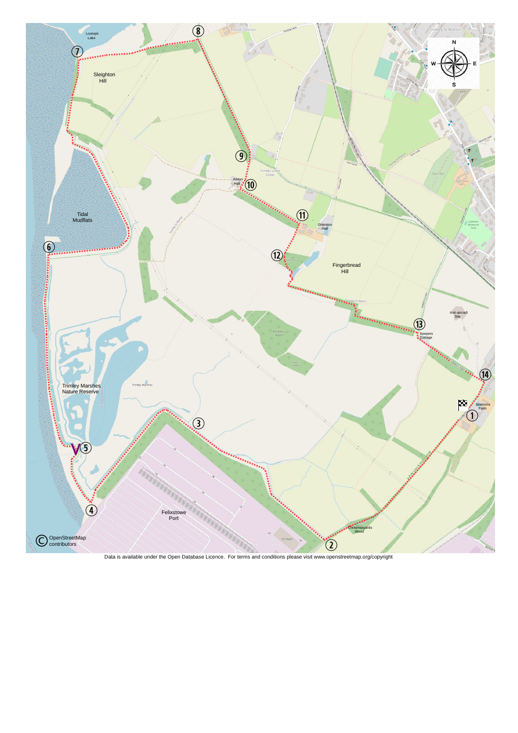Loompit Lake

Sleighton Hill

Tidal Mudflats

Trimley Marshes Nature Reserve

Felixstowe Port

Thorpe Common

Trimley Lower Street

Alston Hall

Grimston Hall

Fingerbread Hill

Anti-aircraft Site

Keepers Cottage

Searsons Farm

Christmasyards Wood

Trimley St Martin

N

W

E

S

1

2

3

4

5

6

7

8

9

10

11

12

13

14

© OpenStreetMap contributors

Data is available under the Open Database Licence. For terms and conditions please visit www.openstreetmap.org/copyright